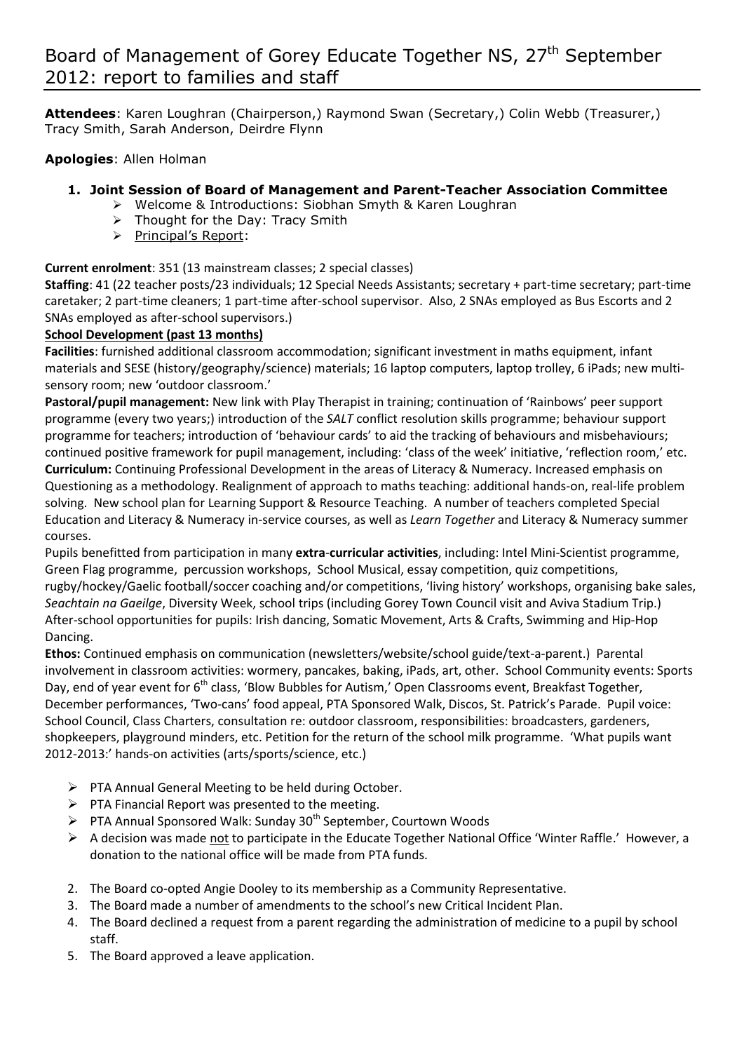# Board of Management of Gorey Educate Together NS, 27th September 2012: report to families and staff

**Attendees**: Karen Loughran (Chairperson,) Raymond Swan (Secretary,) Colin Webb (Treasurer,) Tracy Smith, Sarah Anderson, Deirdre Flynn

**Apologies**: Allen Holman

1. **Joint Session of Board of Management and Parent-Teacher Association Committee**
   - Welcome & Introductions: Siobhan Smyth & Karen Loughran
   - Thought for the Day: Tracy Smith
   - Principal's Report:

**Current enrolment**: 351 (13 mainstream classes; 2 special classes)

**Staffing**: 41 (22 teacher posts/23 individuals; 12 Special Needs Assistants; secretary + part-time secretary; part-time caretaker; 2 part-time cleaners; 1 part-time after-school supervisor. Also, 2 SNAs employed as Bus Escorts and 2 SNAs employed as after-school supervisors.)

**School Development (past 13 months)**

**Facilities**: furnished additional classroom accommodation; significant investment in maths equipment, infant materials and SESE (history/geography/science) materials; 16 laptop computers, laptop trolley, 6 iPads; new multi-sensory room; new 'outdoor classroom.'

**Pastoral/pupil management:** New link with Play Therapist in training; continuation of 'Rainbows' peer support programme (every two years;) introduction of the *SALT* conflict resolution skills programme; behaviour support programme for teachers; introduction of 'behaviour cards' to aid the tracking of behaviours and misbehaviours; continued positive framework for pupil management, including: 'class of the week' initiative, 'reflection room,' etc.

**Curriculum:** Continuing Professional Development in the areas of Literacy & Numeracy. Increased emphasis on Questioning as a methodology. Realignment of approach to maths teaching: additional hands-on, real-life problem solving. New school plan for Learning Support & Resource Teaching. A number of teachers completed Special Education and Literacy & Numeracy in-service courses, as well as *Learn Together* and Literacy & Numeracy summer courses.

Pupils benefitted from participation in many **extra-curricular activities**, including: Intel Mini-Scientist programme, Green Flag programme, percussion workshops, School Musical, essay competition, quiz competitions, rugby/hockey/Gaelic football/soccer coaching and/or competitions, 'living history' workshops, organising bake sales, *Seachtain na Gaeilge*, Diversity Week, school trips (including Gorey Town Council visit and Aviva Stadium Trip.) After-school opportunities for pupils: Irish dancing, Somatic Movement, Arts & Crafts, Swimming and Hip-Hop Dancing.

**Ethos:** Continued emphasis on communication (newsletters/website/school guide/text-a-parent.) Parental involvement in classroom activities: wormery, pancakes, baking, iPads, art, other. School Community events: Sports Day, end of year event for 6th class, 'Blow Bubbles for Autism,' Open Classrooms event, Breakfast Together, December performances, 'Two-cans' food appeal, PTA Sponsored Walk, Discos, St. Patrick's Parade. Pupil voice: School Council, Class Charters, consultation re: outdoor classroom, responsibilities: broadcasters, gardeners, shopkeepers, playground minders, etc. Petition for the return of the school milk programme. 'What pupils want 2012-2013:' hands-on activities (arts/sports/science, etc.)

- PTA Annual General Meeting to be held during October.
- PTA Financial Report was presented to the meeting.
- PTA Annual Sponsored Walk: Sunday 30th September, Courtown Woods
- A decision was made not to participate in the Educate Together National Office 'Winter Raffle.' However, a donation to the national office will be made from PTA funds.

2. The Board co-opted Angie Dooley to its membership as a Community Representative.
3. The Board made a number of amendments to the school's new Critical Incident Plan.
4. The Board declined a request from a parent regarding the administration of medicine to a pupil by school staff.
5. The Board approved a leave application.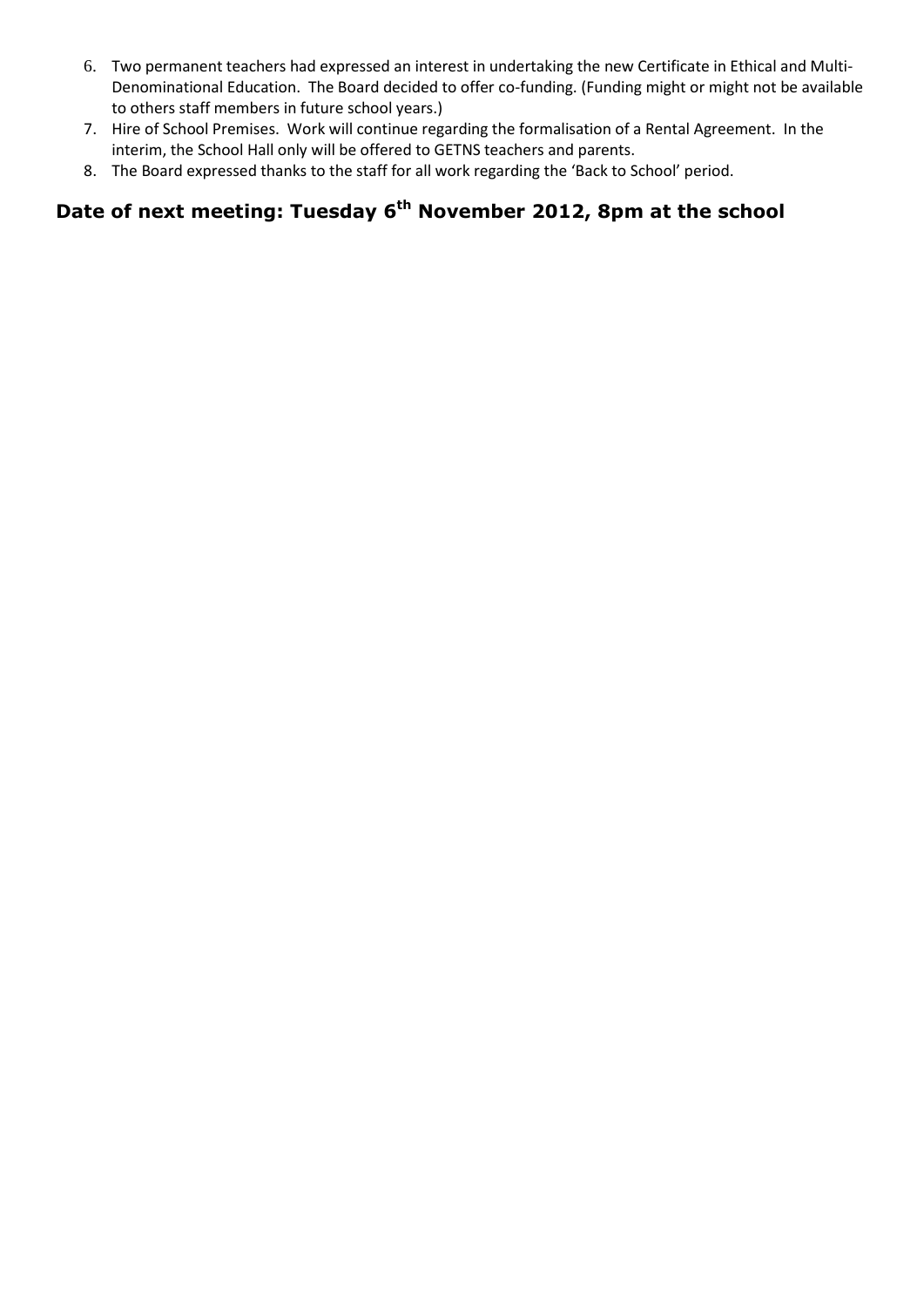6. Two permanent teachers had expressed an interest in undertaking the new Certificate in Ethical and Multi-Denominational Education. The Board decided to offer co-funding. (Funding might or might not be available to others staff members in future school years.)
7. Hire of School Premises. Work will continue regarding the formalisation of a Rental Agreement. In the interim, the School Hall only will be offered to GETNS teachers and parents.
8. The Board expressed thanks to the staff for all work regarding the 'Back to School' period.

## Date of next meeting: Tuesday 6th November 2012, 8pm at the school